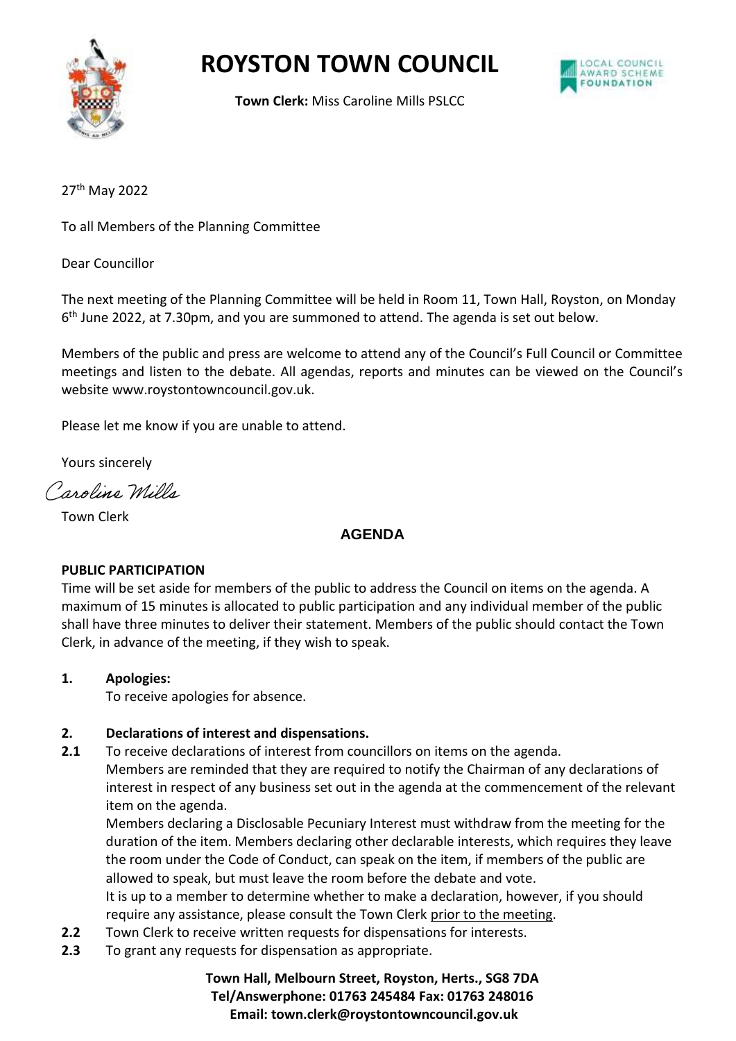# ROYSTON TOWN COUNCIL

**Town Clerk:** Miss Caroline Mills PSLCC

27th May 2022

To all Members of the Planning Committee

Dear Councillor

The next meeting of the Planning Committee will be held in Room 11, Town Hall, Royston, on Monday 6th June 2022, at 7.30pm, and you are summoned to attend. The agenda is set out below.

Members of the public and press are welcome to attend any of the Council's Full Council or Committee meetings and listen to the debate. All agendas, reports and minutes can be viewed on the Council's website www.roystontowncouncil.gov.uk.

Please let me know if you are unable to attend.

Yours sincerely

*Caroline Mills*

Town Clerk

## AGENDA

**PUBLIC PARTICIPATION**

Time will be set aside for members of the public to address the Council on items on the agenda. A maximum of 15 minutes is allocated to public participation and any individual member of the public shall have three minutes to deliver their statement. Members of the public should contact the Town Clerk, in advance of the meeting, if they wish to speak.

**1. Apologies:**

To receive apologies for absence.

**2. Declarations of interest and dispensations.**

**2.1** To receive declarations of interest from councillors on items on the agenda.
Members are reminded that they are required to notify the Chairman of any declarations of interest in respect of any business set out in the agenda at the commencement of the relevant item on the agenda.
Members declaring a Disclosable Pecuniary Interest must withdraw from the meeting for the duration of the item. Members declaring other declarable interests, which requires they leave the room under the Code of Conduct, can speak on the item, if members of the public are allowed to speak, but must leave the room before the debate and vote.
It is up to a member to determine whether to make a declaration, however, if you should require any assistance, please consult the Town Clerk prior to the meeting.

**2.2** Town Clerk to receive written requests for dispensations for interests.

**2.3** To grant any requests for dispensation as appropriate.

**Town Hall, Melbourn Street, Royston, Herts., SG8 7DA**
**Tel/Answerphone: 01763 245484 Fax: 01763 248016**
**Email: town.clerk@roystontowncouncil.gov.uk**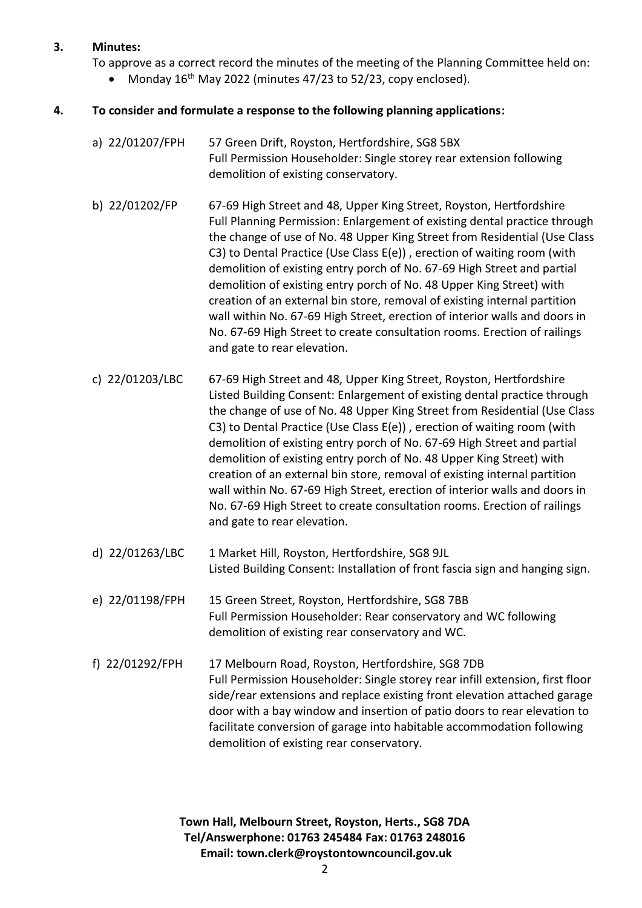**3. Minutes:**

To approve as a correct record the minutes of the meeting of the Planning Committee held on:

- Monday 16th May 2022 (minutes 47/23 to 52/23, copy enclosed).

**4. To consider and formulate a response to the following planning applications:**

a) 22/01207/FPH — 57 Green Drift, Royston, Hertfordshire, SG8 5BX
Full Permission Householder: Single storey rear extension following demolition of existing conservatory.

b) 22/01202/FP — 67-69 High Street and 48, Upper King Street, Royston, Hertfordshire
Full Planning Permission: Enlargement of existing dental practice through the change of use of No. 48 Upper King Street from Residential (Use Class C3) to Dental Practice (Use Class E(e)) , erection of waiting room (with demolition of existing entry porch of No. 67-69 High Street and partial demolition of existing entry porch of No. 48 Upper King Street) with creation of an external bin store, removal of existing internal partition wall within No. 67-69 High Street, erection of interior walls and doors in No. 67-69 High Street to create consultation rooms. Erection of railings and gate to rear elevation.

c) 22/01203/LBC — 67-69 High Street and 48, Upper King Street, Royston, Hertfordshire
Listed Building Consent: Enlargement of existing dental practice through the change of use of No. 48 Upper King Street from Residential (Use Class C3) to Dental Practice (Use Class E(e)) , erection of waiting room (with demolition of existing entry porch of No. 67-69 High Street and partial demolition of existing entry porch of No. 48 Upper King Street) with creation of an external bin store, removal of existing internal partition wall within No. 67-69 High Street, erection of interior walls and doors in No. 67-69 High Street to create consultation rooms. Erection of railings and gate to rear elevation.

d) 22/01263/LBC — 1 Market Hill, Royston, Hertfordshire, SG8 9JL
Listed Building Consent: Installation of front fascia sign and hanging sign.

e) 22/01198/FPH — 15 Green Street, Royston, Hertfordshire, SG8 7BB
Full Permission Householder: Rear conservatory and WC following demolition of existing rear conservatory and WC.

f) 22/01292/FPH — 17 Melbourn Road, Royston, Hertfordshire, SG8 7DB
Full Permission Householder: Single storey rear infill extension, first floor side/rear extensions and replace existing front elevation attached garage door with a bay window and insertion of patio doors to rear elevation to facilitate conversion of garage into habitable accommodation following demolition of existing rear conservatory.

**Town Hall, Melbourn Street, Royston, Herts., SG8 7DA**
**Tel/Answerphone: 01763 245484 Fax: 01763 248016**
**Email: town.clerk@roystontowncouncil.gov.uk**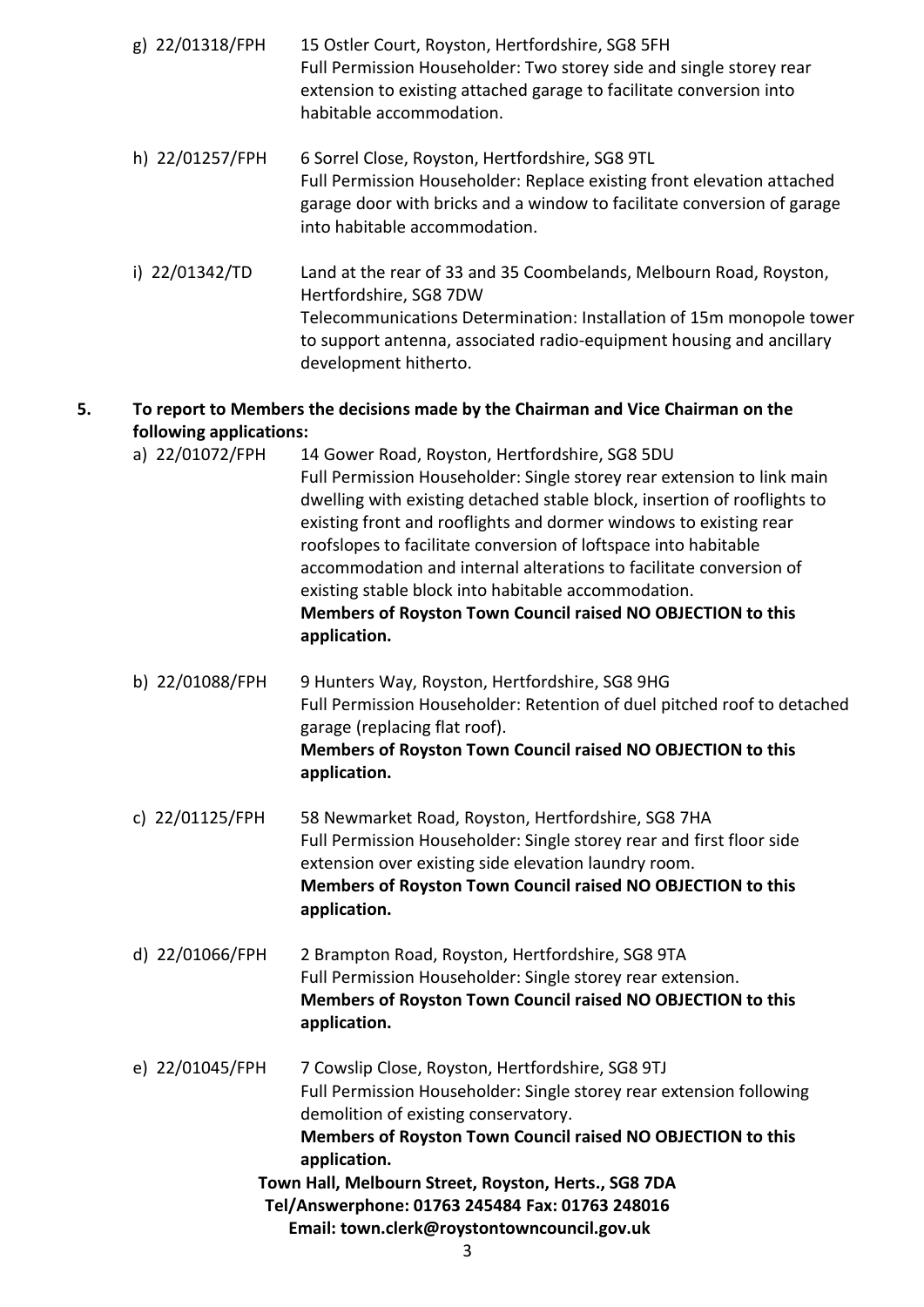g) 22/01318/FPH 15 Ostler Court, Royston, Hertfordshire, SG8 5FH
Full Permission Householder: Two storey side and single storey rear extension to existing attached garage to facilitate conversion into habitable accommodation.

h) 22/01257/FPH 6 Sorrel Close, Royston, Hertfordshire, SG8 9TL
Full Permission Householder: Replace existing front elevation attached garage door with bricks and a window to facilitate conversion of garage into habitable accommodation.

i) 22/01342/TD Land at the rear of 33 and 35 Coombelands, Melbourn Road, Royston, Hertfordshire, SG8 7DW
Telecommunications Determination: Installation of 15m monopole tower to support antenna, associated radio-equipment housing and ancillary development hitherto.

**5. To report to Members the decisions made by the Chairman and Vice Chairman on the following applications:**

a) 22/01072/FPH 14 Gower Road, Royston, Hertfordshire, SG8 5DU
Full Permission Householder: Single storey rear extension to link main dwelling with existing detached stable block, insertion of rooflights to existing front and rooflights and dormer windows to existing rear roofslopes to facilitate conversion of loftspace into habitable accommodation and internal alterations to facilitate conversion of existing stable block into habitable accommodation.
**Members of Royston Town Council raised NO OBJECTION to this application.**

b) 22/01088/FPH 9 Hunters Way, Royston, Hertfordshire, SG8 9HG
Full Permission Householder: Retention of duel pitched roof to detached garage (replacing flat roof).
**Members of Royston Town Council raised NO OBJECTION to this application.**

c) 22/01125/FPH 58 Newmarket Road, Royston, Hertfordshire, SG8 7HA
Full Permission Householder: Single storey rear and first floor side extension over existing side elevation laundry room.
**Members of Royston Town Council raised NO OBJECTION to this application.**

d) 22/01066/FPH 2 Brampton Road, Royston, Hertfordshire, SG8 9TA
Full Permission Householder: Single storey rear extension.
**Members of Royston Town Council raised NO OBJECTION to this application.**

e) 22/01045/FPH 7 Cowslip Close, Royston, Hertfordshire, SG8 9TJ
Full Permission Householder: Single storey rear extension following demolition of existing conservatory.
**Members of Royston Town Council raised NO OBJECTION to this application.**

**Town Hall, Melbourn Street, Royston, Herts., SG8 7DA**
**Tel/Answerphone: 01763 245484 Fax: 01763 248016**
**Email: town.clerk@roystontowncouncil.gov.uk**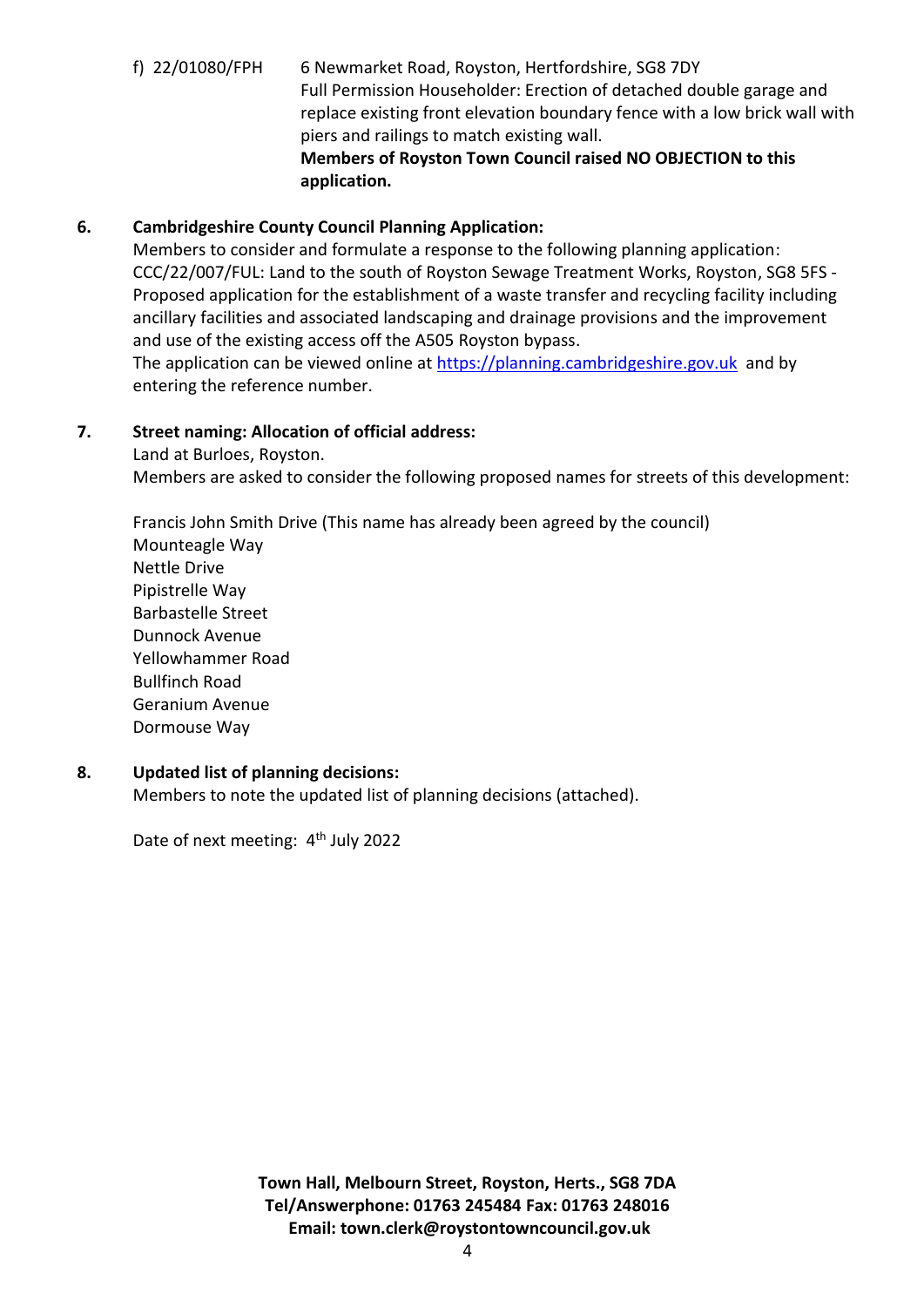f) 22/01080/FPH 6 Newmarket Road, Royston, Hertfordshire, SG8 7DY
Full Permission Householder: Erection of detached double garage and replace existing front elevation boundary fence with a low brick wall with piers and railings to match existing wall.
**Members of Royston Town Council raised NO OBJECTION to this application.**

**6. Cambridgeshire County Council Planning Application:**

Members to consider and formulate a response to the following planning application:
CCC/22/007/FUL: Land to the south of Royston Sewage Treatment Works, Royston, SG8 5FS - Proposed application for the establishment of a waste transfer and recycling facility including ancillary facilities and associated landscaping and drainage provisions and the improvement and use of the existing access off the A505 Royston bypass.
The application can be viewed online at [https://planning.cambridgeshire.gov.uk](https://planning.cambridgeshire.gov.uk) and by entering the reference number.

**7. Street naming: Allocation of official address:**

Land at Burloes, Royston.
Members are asked to consider the following proposed names for streets of this development:

Francis John Smith Drive (This name has already been agreed by the council)
Mounteagle Way
Nettle Drive
Pipistrelle Way
Barbastelle Street
Dunnock Avenue
Yellowhammer Road
Bullfinch Road
Geranium Avenue
Dormouse Way

**8. Updated list of planning decisions:**

Members to note the updated list of planning decisions (attached).

Date of next meeting: 4th July 2022

**Town Hall, Melbourn Street, Royston, Herts., SG8 7DA**
**Tel/Answerphone: 01763 245484 Fax: 01763 248016**
**Email: town.clerk@roystontowncouncil.gov.uk**